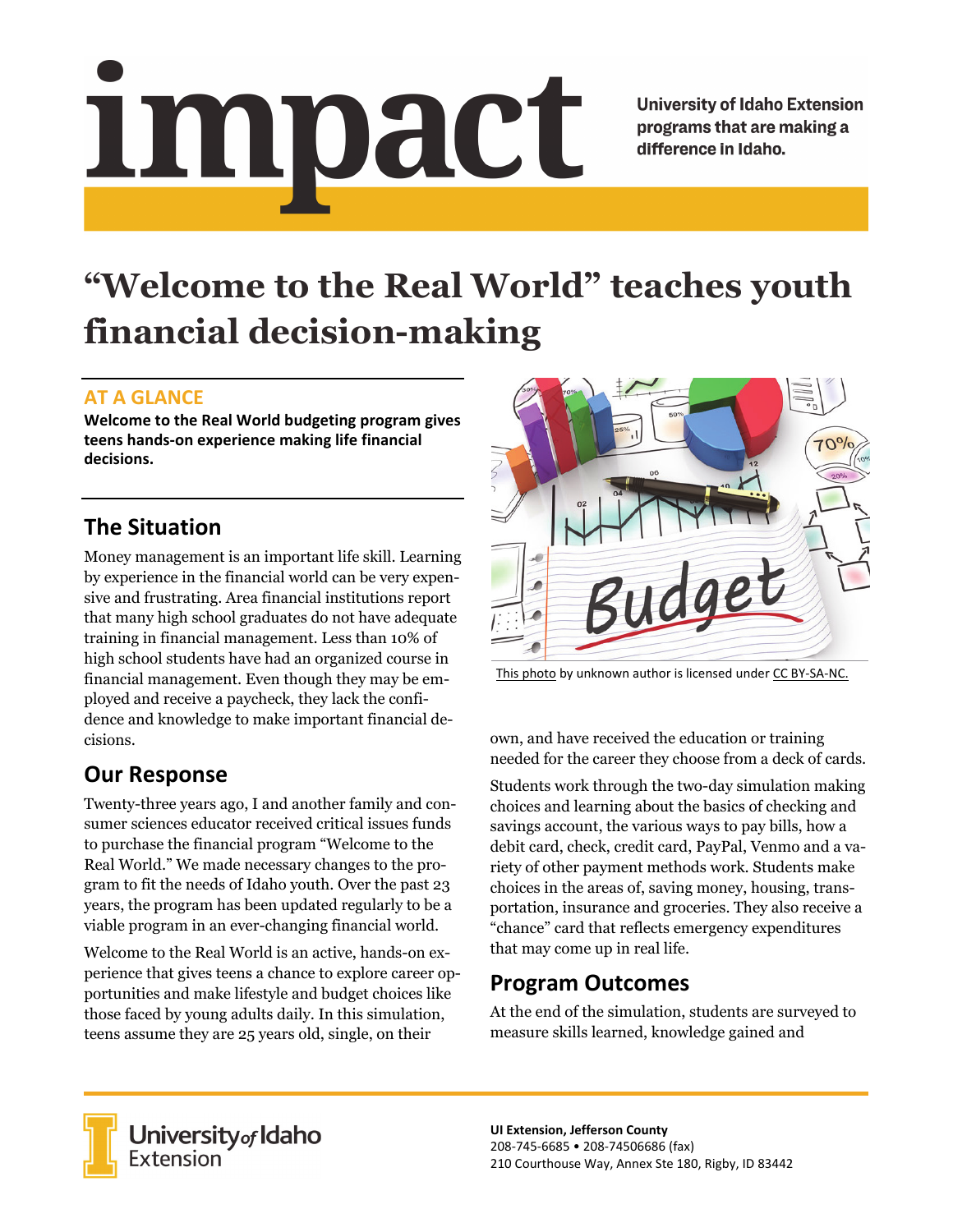# impact

University of Idaho Extension programs that are making a difference in Idaho.

# "Welcome to the Real World" teaches youth financial decision-making

### AT A GLANCE

**Welcome to the Real World budgeting program gives teens hands-on experience making life financial decisions.**

## The Situation

Money management is an important life skill. Learning by experience in the financial world can be very expensive and frustrating. Area financial institutions report that many high school graduates do not have adequate training in financial management. Less than 10% of high school students have had an organized course in financial management. Even though they may be employed and receive a paycheck, they lack the confidence and knowledge to make important financial decisions.

## Our Response

Twenty-three years ago, I and another family and consumer sciences educator received critical issues funds to purchase the financial program "Welcome to the Real World." We made necessary changes to the program to fit the needs of Idaho youth. Over the past 23 years, the program has been updated regularly to be a viable program in an ever-changing financial world.

Welcome to the Real World is an active, hands-on experience that gives teens a chance to explore career opportunities and make lifestyle and budget choices like those faced by young adults daily. In this simulation, teens assume they are 25 years old, single, on their own, and have received the education or training needed for the career they choose from a deck of cards.

This photo by unknown author is licensed under CC BY-SA-NC.

Students work through the two-day simulation making choices and learning about the basics of checking and savings account, the various ways to pay bills, how a debit card, check, credit card, PayPal, Venmo and a variety of other payment methods work. Students make choices in the areas of, saving money, housing, transportation, insurance and groceries. They also receive a "chance" card that reflects emergency expenditures that may come up in real life.

## Program Outcomes

At the end of the simulation, students are surveyed to measure skills learned, knowledge gained and

University of Idaho Extension

**UI Extension, Jefferson County**
208-745-6685 • 208-74506686 (fax)
210 Courthouse Way, Annex Ste 180, Rigby, ID 83442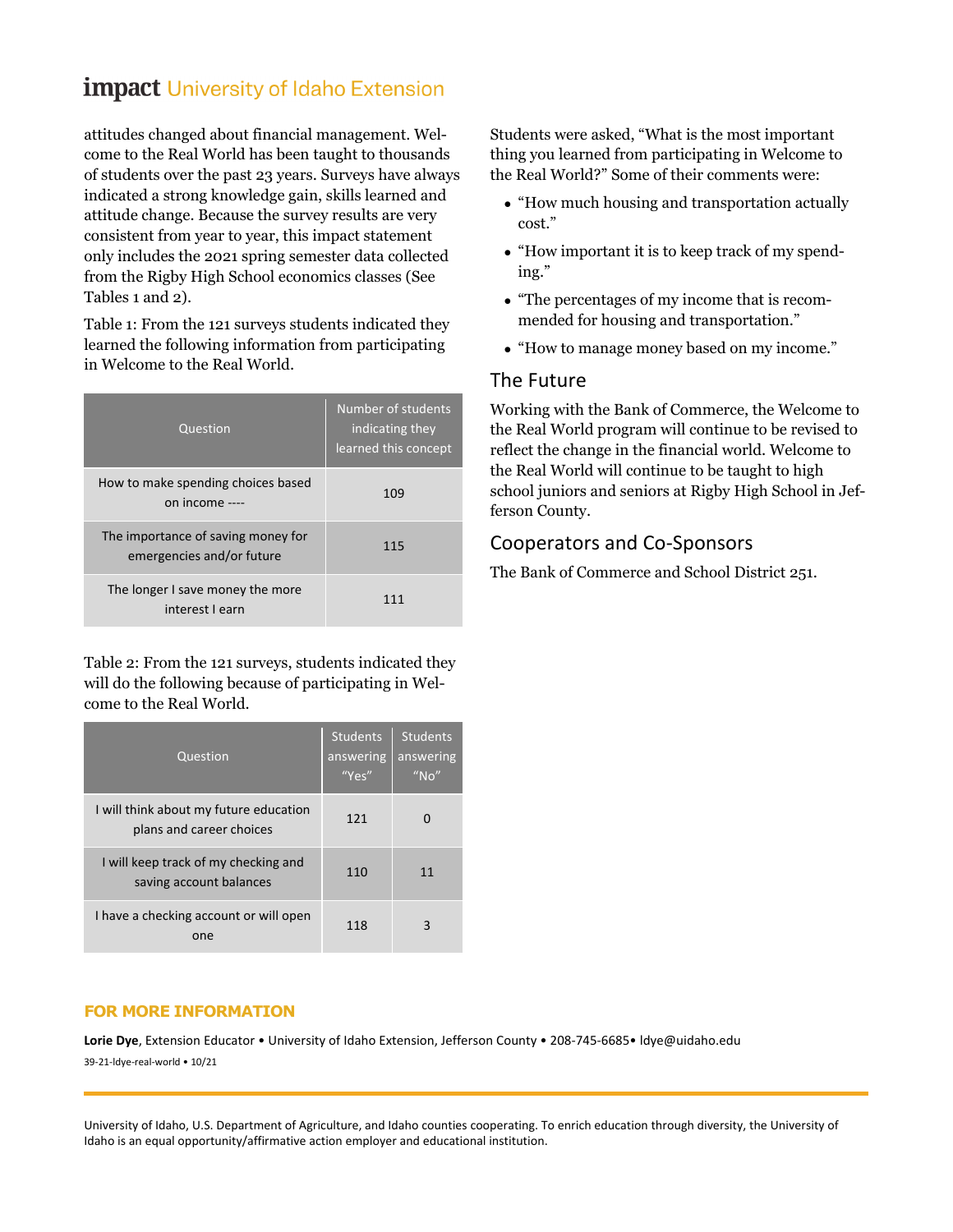attitudes changed about financial management. Welcome to the Real World has been taught to thousands of students over the past 23 years. Surveys have always indicated a strong knowledge gain, skills learned and attitude change. Because the survey results are very consistent from year to year, this impact statement only includes the 2021 spring semester data collected from the Rigby High School economics classes (See Tables 1 and 2).

Table 1: From the 121 surveys students indicated they learned the following information from participating in Welcome to the Real World.

| Question | Number of students indicating they learned this concept |
|---|---|
| How to make spending choices based on income ---- | 109 |
| The importance of saving money for emergencies and/or future | 115 |
| The longer I save money the more interest I earn | 111 |

Table 2: From the 121 surveys, students indicated they will do the following because of participating in Welcome to the Real World.

| Question | Students answering "Yes" | Students answering "No" |
|---|---|---|
| I will think about my future education plans and career choices | 121 | 0 |
| I will keep track of my checking and saving account balances | 110 | 11 |
| I have a checking account or will open one | 118 | 3 |

Students were asked, "What is the most important thing you learned from participating in Welcome to the Real World?" Some of their comments were:

- "How much housing and transportation actually cost."
- "How important it is to keep track of my spending."
- "The percentages of my income that is recommended for housing and transportation."
- "How to manage money based on my income."

## The Future

Working with the Bank of Commerce, the Welcome to the Real World program will continue to be revised to reflect the change in the financial world. Welcome to the Real World will continue to be taught to high school juniors and seniors at Rigby High School in Jefferson County.

## Cooperators and Co-Sponsors

The Bank of Commerce and School District 251.

## FOR MORE INFORMATION

**Lorie Dye**, Extension Educator • University of Idaho Extension, Jefferson County • 208-745-6685• ldye@uidaho.edu

39-21-ldye-real-world • 10/21

University of Idaho, U.S. Department of Agriculture, and Idaho counties cooperating. To enrich education through diversity, the University of Idaho is an equal opportunity/affirmative action employer and educational institution.